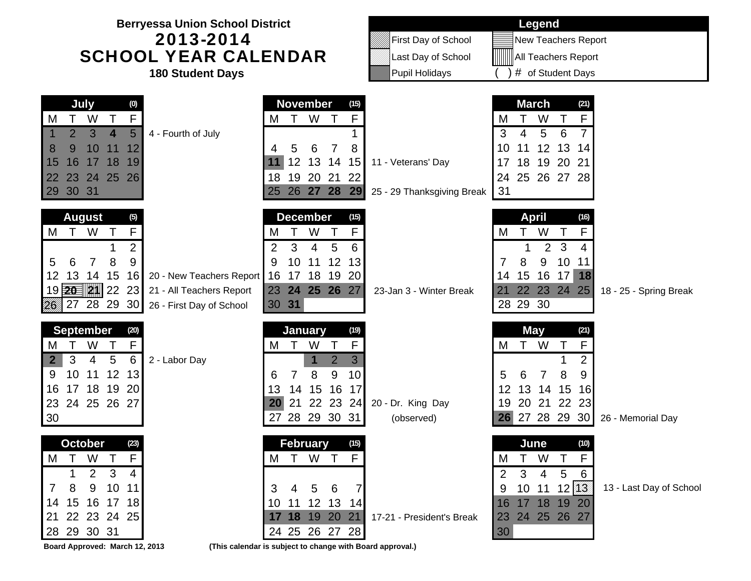**Berryessa Union School District**

# 2013-2014 SCHOOL YEAR CALENDAR

**180 Student Days**

| Legend | |
|---|---|
| First Day of School | New Teachers Report |
| Last Day of School | All Teachers Report |
| Pupil Holidays | ( ) # of Student Days |

### July (0)

| M | T | W | T | F |
|---|---|---|---|---|
| 1 | 2 | 3 | 4 | 5 |
| 8 | 9 | 10 | 11 | 12 |
| 15 | 16 | 17 | 18 | 19 |
| 22 | 23 | 24 | 25 | 26 |
| 29 | 30 | 31 | | |

4 - Fourth of July

### August (5)

| M | T | W | T | F |
|---|---|---|---|---|
| | | | 1 | 2 |
| 5 | 6 | 7 | 8 | 9 |
| 12 | 13 | 14 | 15 | 16 |
| 19 | 20 | 21 | 22 | 23 |
| 26 | 27 | 28 | 29 | 30 |

20 - New Teachers Report
21 - All Teachers Report
26 - First Day of School

### September (20)

| M | T | W | T | F |
|---|---|---|---|---|
| 2 | 3 | 4 | 5 | 6 |
| 9 | 10 | 11 | 12 | 13 |
| 16 | 17 | 18 | 19 | 20 |
| 23 | 24 | 25 | 26 | 27 |
| 30 | | | | |

2 - Labor Day

### October (23)

| M | T | W | T | F |
|---|---|---|---|---|
| | 1 | 2 | 3 | 4 |
| 7 | 8 | 9 | 10 | 11 |
| 14 | 15 | 16 | 17 | 18 |
| 21 | 22 | 23 | 24 | 25 |
| 28 | 29 | 30 | 31 | |

### November (15)

| M | T | W | T | F |
|---|---|---|---|---|
| | | | | 1 |
| 4 | 5 | 6 | 7 | 8 |
| 11 | 12 | 13 | 14 | 15 |
| 18 | 19 | 20 | 21 | 22 |
| 25 | 26 | 27 | 28 | 29 |

11 - Veterans' Day
25 - 29 Thanksgiving Break

### December (15)

| M | T | W | T | F |
|---|---|---|---|---|
| 2 | 3 | 4 | 5 | 6 |
| 9 | 10 | 11 | 12 | 13 |
| 16 | 17 | 18 | 19 | 20 |
| 23 | 24 | 25 | 26 | 27 |
| 30 | 31 | | | |

23-Jan 3 - Winter Break

### January (19)

| M | T | W | T | F |
|---|---|---|---|---|
| | | 1 | 2 | 3 |
| 6 | 7 | 8 | 9 | 10 |
| 13 | 14 | 15 | 16 | 17 |
| 20 | 21 | 22 | 23 | 24 |
| 27 | 28 | 29 | 30 | 31 |

20 - Dr. King Day (observed)

### February (15)

| M | T | W | T | F |
|---|---|---|---|---|
| 3 | 4 | 5 | 6 | 7 |
| 10 | 11 | 12 | 13 | 14 |
| 17 | 18 | 19 | 20 | 21 |
| 24 | 25 | 26 | 27 | 28 |

17-21 - President's Break

### March (21)

| M | T | W | T | F |
|---|---|---|---|---|
| 3 | 4 | 5 | 6 | 7 |
| 10 | 11 | 12 | 13 | 14 |
| 17 | 18 | 19 | 20 | 21 |
| 24 | 25 | 26 | 27 | 28 |
| 31 | | | | |

### April (16)

| M | T | W | T | F |
|---|---|---|---|---|
| | 1 | 2 | 3 | 4 |
| 7 | 8 | 9 | 10 | 11 |
| 14 | 15 | 16 | 17 | 18 |
| 21 | 22 | 23 | 24 | 25 |
| 28 | 29 | 30 | | |

18 - 25 - Spring Break

### May (21)

| M | T | W | T | F |
|---|---|---|---|---|
| | | | 1 | 2 |
| 5 | 6 | 7 | 8 | 9 |
| 12 | 13 | 14 | 15 | 16 |
| 19 | 20 | 21 | 22 | 23 |
| 26 | 27 | 28 | 29 | 30 |

26 - Memorial Day

### June (10)

| M | T | W | T | F |
|---|---|---|---|---|
| 2 | 3 | 4 | 5 | 6 |
| 9 | 10 | 11 | 12 | 13 |
| 16 | 17 | 18 | 19 | 20 |
| 23 | 24 | 25 | 26 | 27 |
| 30 | | | | |

13 - Last Day of School

**Board Approved: March 12, 2013**

**(This calendar is subject to change with Board approval.)**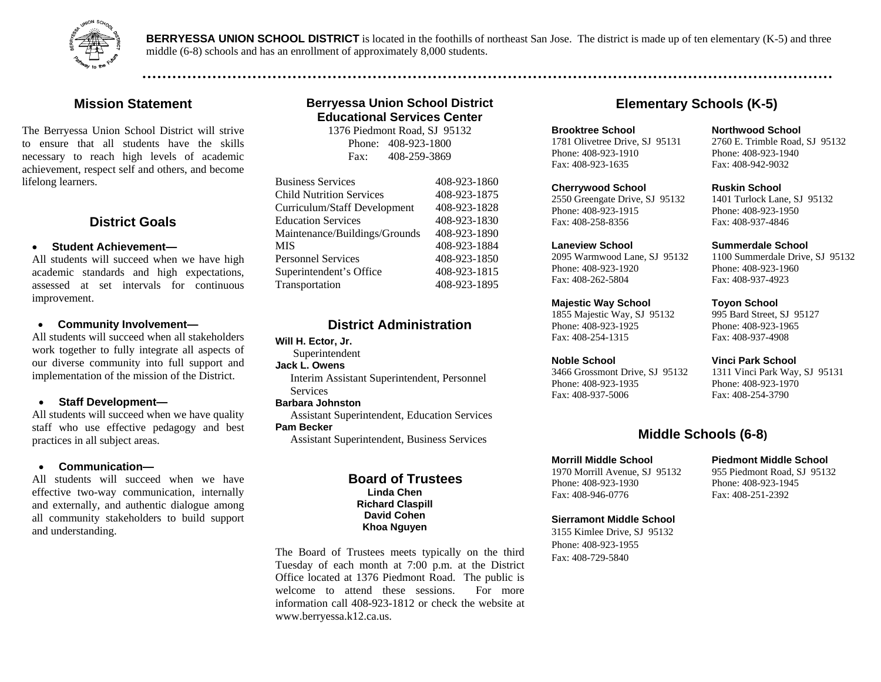**BERRYESSA UNION SCHOOL DISTRICT** is located in the foothills of northeast San Jose. The district is made up of ten elementary (K-5) and three middle (6-8) schools and has an enrollment of approximately 8,000 students.

## Mission Statement

The Berryessa Union School District will strive to ensure that all students have the skills necessary to reach high levels of academic achievement, respect self and others, and become lifelong learners.

## District Goals

- **Student Achievement—**
All students will succeed when we have high academic standards and high expectations, assessed at set intervals for continuous improvement.

- **Community Involvement—**
All students will succeed when all stakeholders work together to fully integrate all aspects of our diverse community into full support and implementation of the mission of the District.

- **Staff Development—**
All students will succeed when we have quality staff who use effective pedagogy and best practices in all subject areas.

- **Communication—**
All students will succeed when we have effective two-way communication, internally and externally, and authentic dialogue among all community stakeholders to build support and understanding.

## Berryessa Union School District Educational Services Center

1376 Piedmont Road, SJ 95132
Phone: 408-923-1800
Fax: 408-259-3869

| | |
|---|---|
| Business Services | 408-923-1860 |
| Child Nutrition Services | 408-923-1875 |
| Curriculum/Staff Development | 408-923-1828 |
| Education Services | 408-923-1830 |
| Maintenance/Buildings/Grounds | 408-923-1890 |
| MIS | 408-923-1884 |
| Personnel Services | 408-923-1850 |
| Superintendent's Office | 408-923-1815 |
| Transportation | 408-923-1895 |

## District Administration

**Will H. Ector, Jr.**
Superintendent

**Jack L. Owens**
Interim Assistant Superintendent, Personnel Services

**Barbara Johnston**
Assistant Superintendent, Education Services

**Pam Becker**
Assistant Superintendent, Business Services

## Board of Trustees

**Linda Chen**
**Richard Claspill**
**David Cohen**
**Khoa Nguyen**

The Board of Trustees meets typically on the third Tuesday of each month at 7:00 p.m. at the District Office located at 1376 Piedmont Road. The public is welcome to attend these sessions. For more information call 408-923-1812 or check the website at www.berryessa.k12.ca.us.

## Elementary Schools (K-5)

**Brooktree School**
1781 Olivetree Drive, SJ 95131
Phone: 408-923-1910
Fax: 408-923-1635

**Cherrywood School**
2550 Greengate Drive, SJ 95132
Phone: 408-923-1915
Fax: 408-258-8356

**Laneview School**
2095 Warmwood Lane, SJ 95132
Phone: 408-923-1920
Fax: 408-262-5804

**Majestic Way School**
1855 Majestic Way, SJ 95132
Phone: 408-923-1925
Fax: 408-254-1315

**Noble School**
3466 Grossmont Drive, SJ 95132
Phone: 408-923-1935
Fax: 408-937-5006

**Northwood School**
2760 E. Trimble Road, SJ 95132
Phone: 408-923-1940
Fax: 408-942-9032

**Ruskin School**
1401 Turlock Lane, SJ 95132
Phone: 408-923-1950
Fax: 408-937-4846

**Summerdale School**
1100 Summerdale Drive, SJ 95132
Phone: 408-923-1960
Fax: 408-937-4923

**Toyon School**
995 Bard Street, SJ 95127
Phone: 408-923-1965
Fax: 408-937-4908

**Vinci Park School**
1311 Vinci Park Way, SJ 95131
Phone: 408-923-1970
Fax: 408-254-3790

## Middle Schools (6-8)

**Morrill Middle School**
1970 Morrill Avenue, SJ 95132
Phone: 408-923-1930
Fax: 408-946-0776

**Sierramont Middle School**
3155 Kimlee Drive, SJ 95132
Phone: 408-923-1955
Fax: 408-729-5840

**Piedmont Middle School**
955 Piedmont Road, SJ 95132
Phone: 408-923-1945
Fax: 408-251-2392